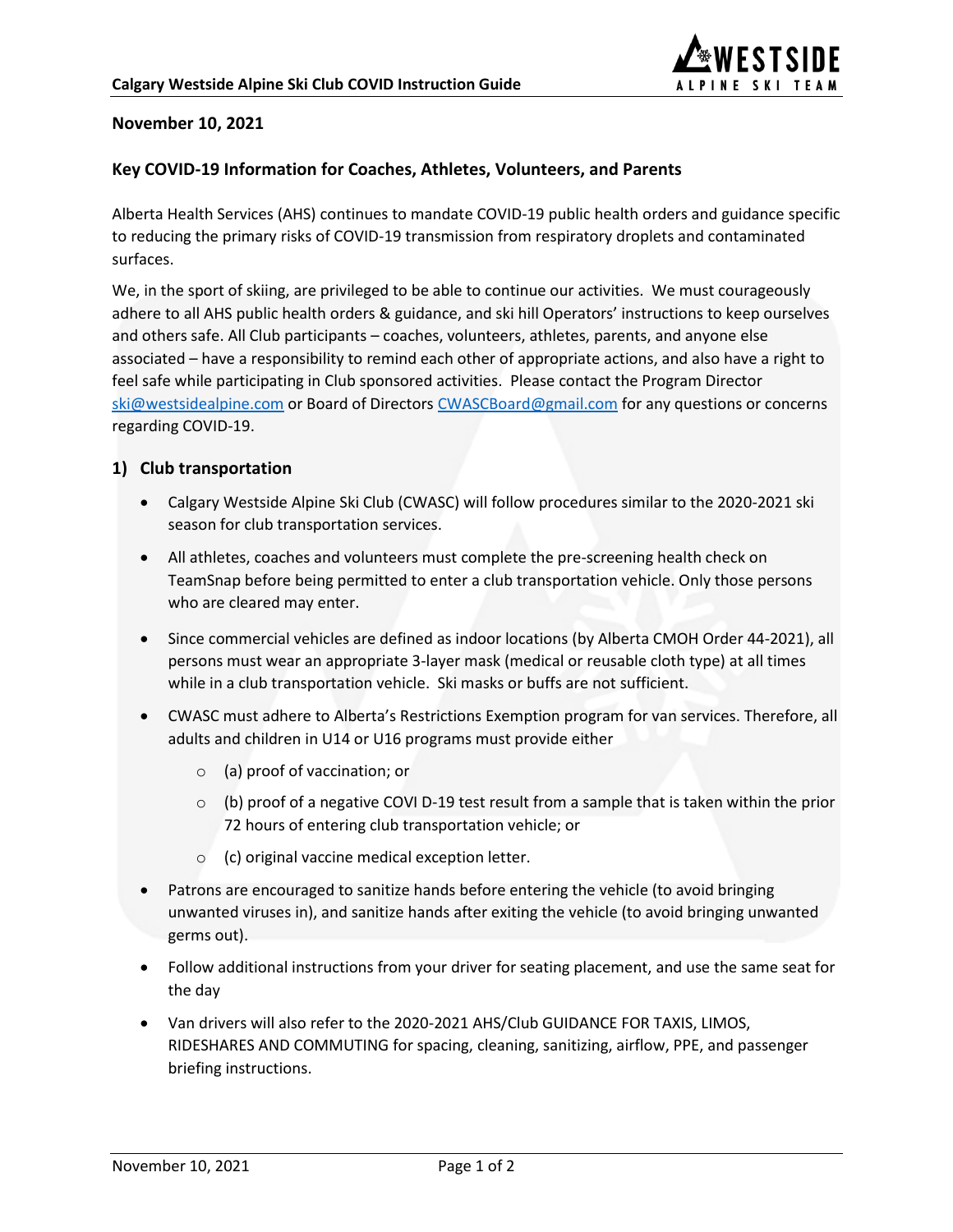**November 10, 2021**

## Key COVID-19 Information for Coaches, Athletes, Volunteers, and Parents

Alberta Health Services (AHS) continues to mandate COVID-19 public health orders and guidance specific to reducing the primary risks of COVID-19 transmission from respiratory droplets and contaminated surfaces.

We, in the sport of skiing, are privileged to be able to continue our activities. We must courageously adhere to all AHS public health orders & guidance, and ski hill Operators' instructions to keep ourselves and others safe. All Club participants – coaches, volunteers, athletes, parents, and anyone else associated – have a responsibility to remind each other of appropriate actions, and also have a right to feel safe while participating in Club sponsored activities. Please contact the Program Director ski@westsidealpine.com or Board of Directors CWASCBoard@gmail.com for any questions or concerns regarding COVID-19.

### 1) Club transportation

- Calgary Westside Alpine Ski Club (CWASC) will follow procedures similar to the 2020-2021 ski season for club transportation services.
- All athletes, coaches and volunteers must complete the pre-screening health check on TeamSnap before being permitted to enter a club transportation vehicle. Only those persons who are cleared may enter.
- Since commercial vehicles are defined as indoor locations (by Alberta CMOH Order 44-2021), all persons must wear an appropriate 3-layer mask (medical or reusable cloth type) at all times while in a club transportation vehicle. Ski masks or buffs are not sufficient.
- CWASC must adhere to Alberta's Restrictions Exemption program for van services. Therefore, all adults and children in U14 or U16 programs must provide either
  - (a) proof of vaccination; or
  - (b) proof of a negative COVI D-19 test result from a sample that is taken within the prior 72 hours of entering club transportation vehicle; or
  - (c) original vaccine medical exception letter.
- Patrons are encouraged to sanitize hands before entering the vehicle (to avoid bringing unwanted viruses in), and sanitize hands after exiting the vehicle (to avoid bringing unwanted germs out).
- Follow additional instructions from your driver for seating placement, and use the same seat for the day
- Van drivers will also refer to the 2020-2021 AHS/Club GUIDANCE FOR TAXIS, LIMOS, RIDESHARES AND COMMUTING for spacing, cleaning, sanitizing, airflow, PPE, and passenger briefing instructions.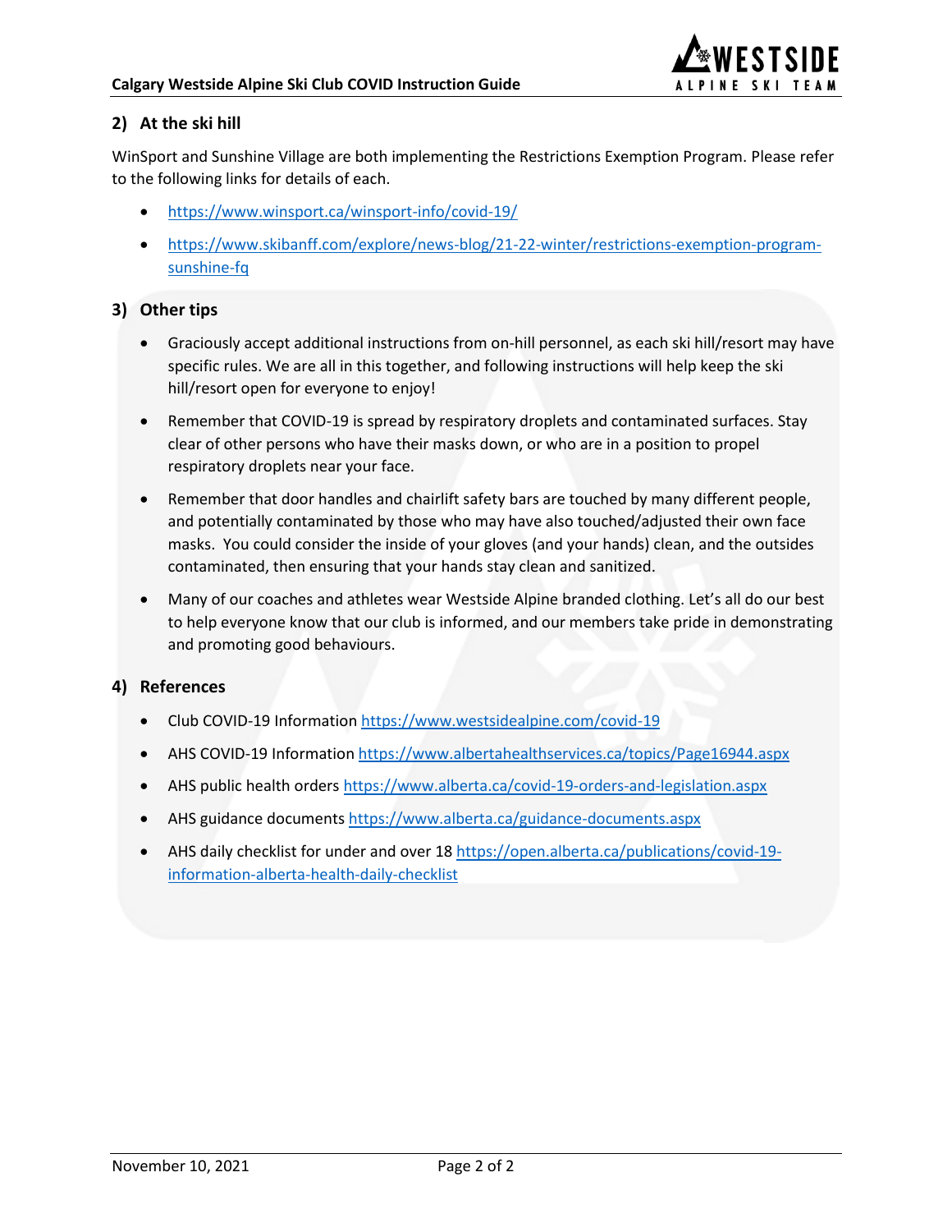## 2) At the ski hill

WinSport and Sunshine Village are both implementing the Restrictions Exemption Program. Please refer to the following links for details of each.

- https://www.winsport.ca/winsport-info/covid-19/
- https://www.skibanff.com/explore/news-blog/21-22-winter/restrictions-exemption-program-sunshine-fq

## 3) Other tips

- Graciously accept additional instructions from on-hill personnel, as each ski hill/resort may have specific rules. We are all in this together, and following instructions will help keep the ski hill/resort open for everyone to enjoy!
- Remember that COVID-19 is spread by respiratory droplets and contaminated surfaces. Stay clear of other persons who have their masks down, or who are in a position to propel respiratory droplets near your face.
- Remember that door handles and chairlift safety bars are touched by many different people, and potentially contaminated by those who may have also touched/adjusted their own face masks. You could consider the inside of your gloves (and your hands) clean, and the outsides contaminated, then ensuring that your hands stay clean and sanitized.
- Many of our coaches and athletes wear Westside Alpine branded clothing. Let's all do our best to help everyone know that our club is informed, and our members take pride in demonstrating and promoting good behaviours.

## 4) References

- Club COVID-19 Information https://www.westsidealpine.com/covid-19
- AHS COVID-19 Information https://www.albertahealthservices.ca/topics/Page16944.aspx
- AHS public health orders https://www.alberta.ca/covid-19-orders-and-legislation.aspx
- AHS guidance documents https://www.alberta.ca/guidance-documents.aspx
- AHS daily checklist for under and over 18 https://open.alberta.ca/publications/covid-19-information-alberta-health-daily-checklist